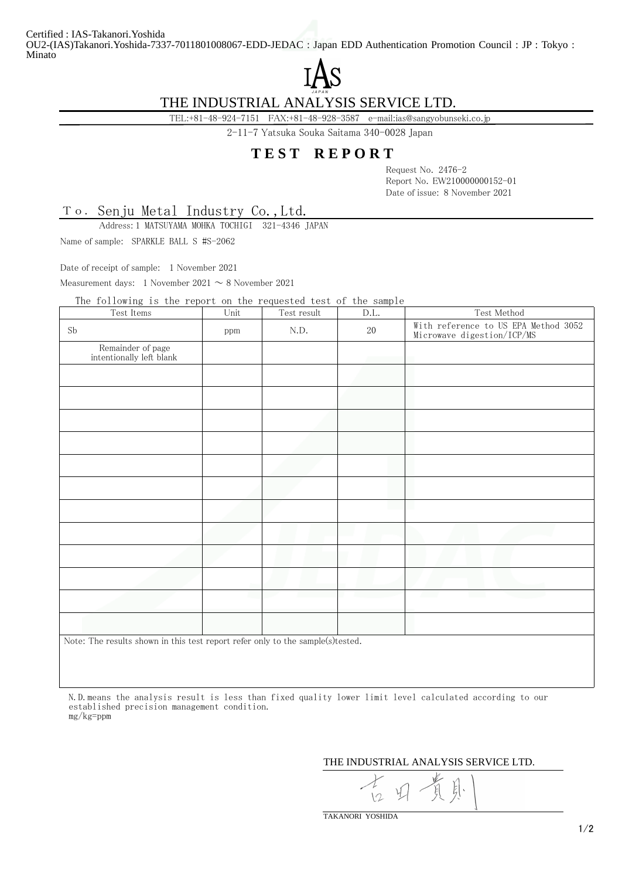Certified : IAS-Takanori.Yoshida
OU2-(IAS)Takanori.Yoshida-7337-7011801008067-EDD-JEDAC : Japan EDD Authentication Promotion Council : JP : Tokyo : Minato

IAS JAPAN

# THE INDUSTRIAL ANALYSIS SERVICE LTD.

TEL:+81-48-924-7151 FAX:+81-48-928-3587 e-mail:ias@sangyobunseki.co.jp

2-11-7 Yatsuka Souka Saitama 340-0028 Japan

## TEST REPORT

Request No. 2476-2
Report No. EW210000000152-01
Date of issue: 8 November 2021

Ｔｏ. Senju Metal Industry Co.,Ltd.

Address: 1 MATSUYAMA MOHKA TOCHIGI 321-4346 JAPAN

Name of sample: SPARKLE BALL S #S-2062

Date of receipt of sample: 1 November 2021

Measurement days: 1 November 2021 ～ 8 November 2021

The following is the report on the requested test of the sample

| Test Items | Unit | Test result | D.L. | Test Method |
|---|---|---|---|---|
| Sb | ppm | N.D. | 20 | With reference to US EPA Method 3052 Microwave digestion/ICP/MS |
| Remainder of page intentionally left blank | | | | |

Note: The results shown in this test report refer only to the sample(s)tested.

N.D.means the analysis result is less than fixed quality lower limit level calculated according to our established precision management condition.
mg/kg=ppm

THE INDUSTRIAL ANALYSIS SERVICE LTD.

吉田貴則

TAKANORI YOSHIDA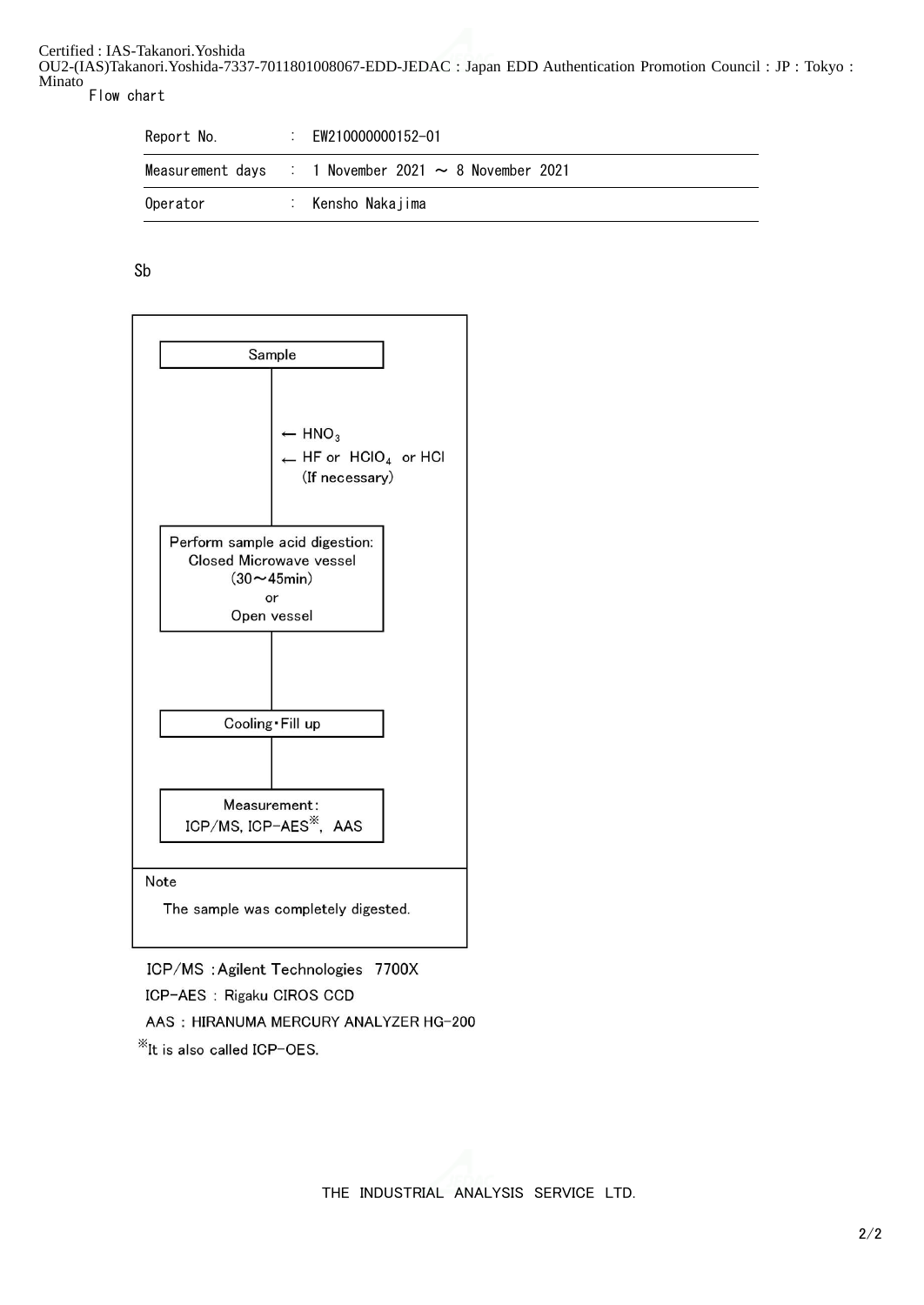Certified : IAS-Takanori.Yoshida
OU2-(IAS)Takanori.Yoshida-7337-7011801008067-EDD-JEDAC : Japan EDD Authentication Promotion Council : JP : Tokyo : Minato

Flow chart

| | | |
|---|---|---|
| Report No. | : | EW210000000152-01 |
| Measurement days | : | 1 November 2021 ～ 8 November 2021 |
| Operator | : | Kensho Nakajima |

Sb

Sample

← $HNO_3$
← HF or $HClO_4$ or HCl (If necessary)

Perform sample acid digestion: Closed Microwave vessel (30～45min) or Open vessel

Cooling・Fill up

Measurement: ICP/MS, ICP-AES※, AAS

Note

The sample was completely digested.

ICP/MS : Agilent Technologies 7700X
ICP-AES : Rigaku CIROS CCD
AAS : HIRANUMA MERCURY ANALYZER HG-200
※It is also called ICP-OES.

THE INDUSTRIAL ANALYSIS SERVICE LTD.